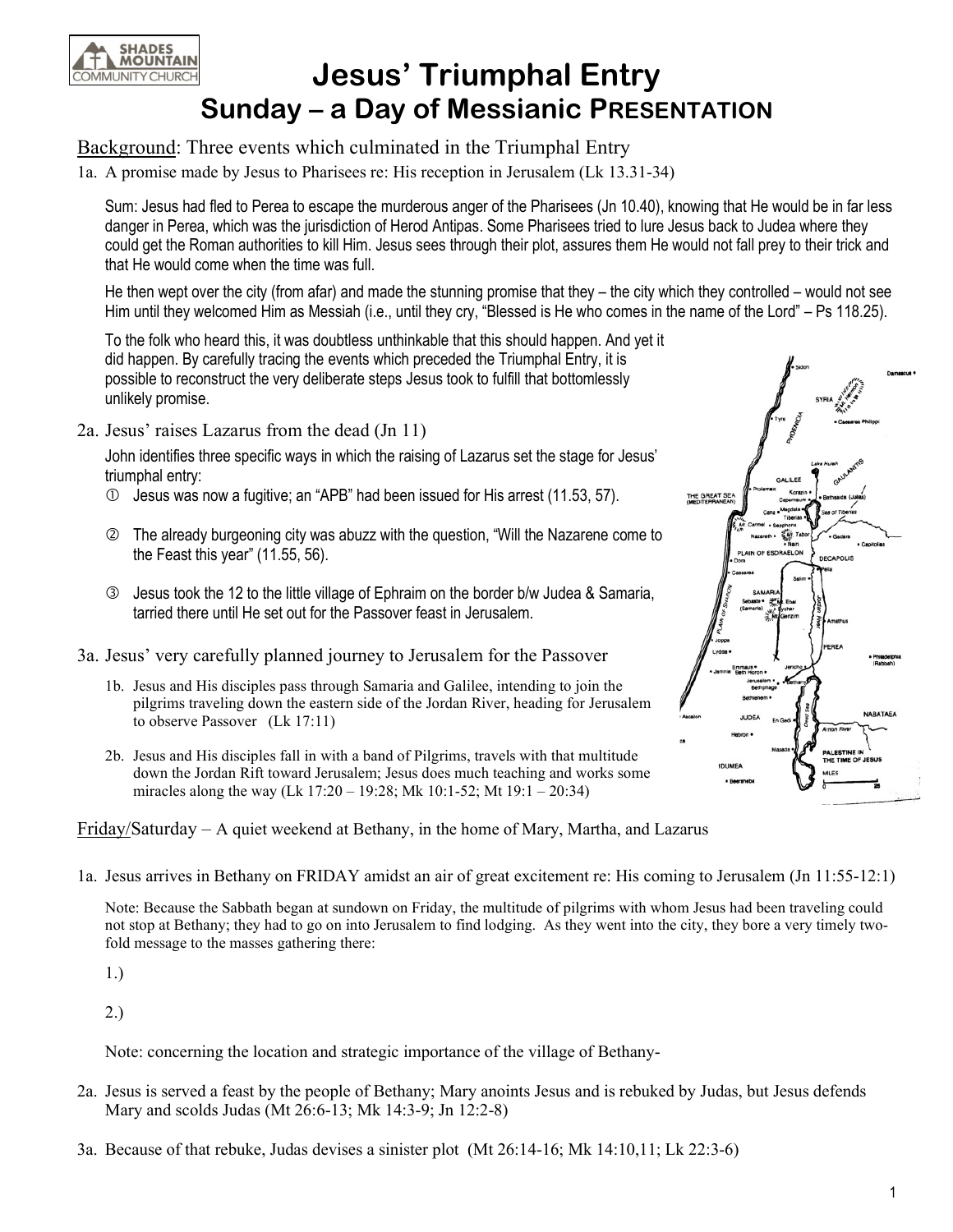# Jesus' Triumphal Entry

## Sunday – a Day of Messianic PRESENTATION

Background: Three events which culminated in the Triumphal Entry

1a. A promise made by Jesus to Pharisees re: His reception in Jerusalem (Lk 13.31-34)

Sum: Jesus had fled to Perea to escape the murderous anger of the Pharisees (Jn 10.40), knowing that He would be in far less danger in Perea, which was the jurisdiction of Herod Antipas. Some Pharisees tried to lure Jesus back to Judea where they could get the Roman authorities to kill Him. Jesus sees through their plot, assures them He would not fall prey to their trick and that He would come when the time was full.

He then wept over the city (from afar) and made the stunning promise that they – the city which they controlled – would not see Him until they welcomed Him as Messiah (i.e., until they cry, "Blessed is He who comes in the name of the Lord" – Ps 118.25).

To the folk who heard this, it was doubtless unthinkable that this should happen. And yet it did happen. By carefully tracing the events which preceded the Triumphal Entry, it is possible to reconstruct the very deliberate steps Jesus took to fulfill that bottomlessly unlikely promise.

2a. Jesus' raises Lazarus from the dead (Jn 11)

John identifies three specific ways in which the raising of Lazarus set the stage for Jesus' triumphal entry:

① Jesus was now a fugitive; an "APB" had been issued for His arrest (11.53, 57).

② The already burgeoning city was abuzz with the question, "Will the Nazarene come to the Feast this year" (11.55, 56).

③ Jesus took the 12 to the little village of Ephraim on the border b/w Judea & Samaria, tarried there until He set out for the Passover feast in Jerusalem.

3a. Jesus' very carefully planned journey to Jerusalem for the Passover

1b. Jesus and His disciples pass through Samaria and Galilee, intending to join the pilgrims traveling down the eastern side of the Jordan River, heading for Jerusalem to observe Passover (Lk 17:11)

2b. Jesus and His disciples fall in with a band of Pilgrims, travels with that multitude down the Jordan Rift toward Jerusalem; Jesus does much teaching and works some miracles along the way (Lk 17:20 – 19:28; Mk 10:1-52; Mt 19:1 – 20:34)

Friday/Saturday – A quiet weekend at Bethany, in the home of Mary, Martha, and Lazarus

1a. Jesus arrives in Bethany on FRIDAY amidst an air of great excitement re: His coming to Jerusalem (Jn 11:55-12:1)

Note: Because the Sabbath began at sundown on Friday, the multitude of pilgrims with whom Jesus had been traveling could not stop at Bethany; they had to go on into Jerusalem to find lodging. As they went into the city, they bore a very timely two-fold message to the masses gathering there:

1.)

2.)

Note: concerning the location and strategic importance of the village of Bethany-

2a. Jesus is served a feast by the people of Bethany; Mary anoints Jesus and is rebuked by Judas, but Jesus defends Mary and scolds Judas (Mt 26:6-13; Mk 14:3-9; Jn 12:2-8)

3a. Because of that rebuke, Judas devises a sinister plot (Mt 26:14-16; Mk 14:10,11; Lk 22:3-6)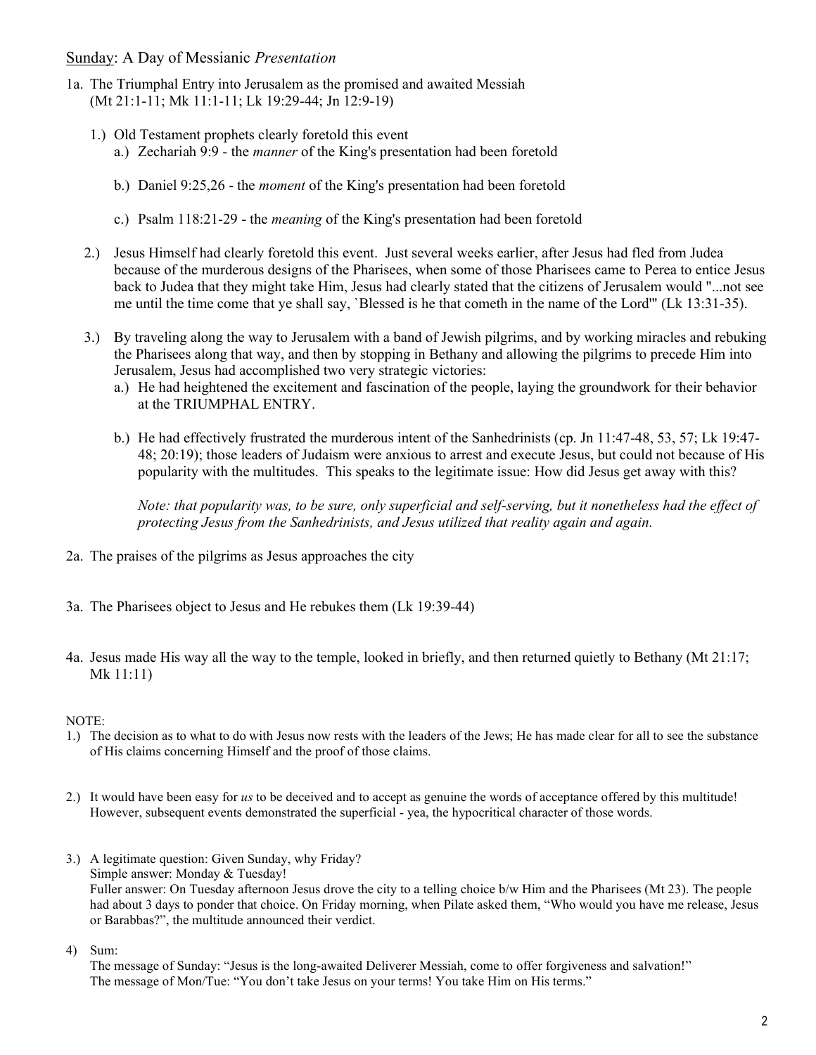<u>Sunday</u>: A Day of Messianic *Presentation*

1a. The Triumphal Entry into Jerusalem as the promised and awaited Messiah (Mt 21:1-11; Mk 11:1-11; Lk 19:29-44; Jn 12:9-19)

1.) Old Testament prophets clearly foretold this event
   a.) Zechariah 9:9 - the *manner* of the King's presentation had been foretold

   b.) Daniel 9:25,26 - the *moment* of the King's presentation had been foretold

   c.) Psalm 118:21-29 - the *meaning* of the King's presentation had been foretold

2.) Jesus Himself had clearly foretold this event. Just several weeks earlier, after Jesus had fled from Judea because of the murderous designs of the Pharisees, when some of those Pharisees came to Perea to entice Jesus back to Judea that they might take Him, Jesus had clearly stated that the citizens of Jerusalem would "...not see me until the time come that ye shall say, `Blessed is he that cometh in the name of the Lord'" (Lk 13:31-35).

3.) By traveling along the way to Jerusalem with a band of Jewish pilgrims, and by working miracles and rebuking the Pharisees along that way, and then by stopping in Bethany and allowing the pilgrims to precede Him into Jerusalem, Jesus had accomplished two very strategic victories:
   a.) He had heightened the excitement and fascination of the people, laying the groundwork for their behavior at the TRIUMPHAL ENTRY.

   b.) He had effectively frustrated the murderous intent of the Sanhedrinists (cp. Jn 11:47-48, 53, 57; Lk 19:47-48; 20:19); those leaders of Judaism were anxious to arrest and execute Jesus, but could not because of His popularity with the multitudes. This speaks to the legitimate issue: How did Jesus get away with this?

   *Note: that popularity was, to be sure, only superficial and self-serving, but it nonetheless had the effect of protecting Jesus from the Sanhedrinists, and Jesus utilized that reality again and again.*

2a. The praises of the pilgrims as Jesus approaches the city

3a. The Pharisees object to Jesus and He rebukes them (Lk 19:39-44)

4a. Jesus made His way all the way to the temple, looked in briefly, and then returned quietly to Bethany (Mt 21:17; Mk 11:11)

NOTE:

1.) The decision as to what to do with Jesus now rests with the leaders of the Jews; He has made clear for all to see the substance of His claims concerning Himself and the proof of those claims.

2.) It would have been easy for *us* to be deceived and to accept as genuine the words of acceptance offered by this multitude! However, subsequent events demonstrated the superficial - yea, the hypocritical character of those words.

3.) A legitimate question: Given Sunday, why Friday?
Simple answer: Monday & Tuesday!
Fuller answer: On Tuesday afternoon Jesus drove the city to a telling choice b/w Him and the Pharisees (Mt 23). The people had about 3 days to ponder that choice. On Friday morning, when Pilate asked them, "Who would you have me release, Jesus or Barabbas?", the multitude announced their verdict.

4) Sum:
The message of Sunday: "Jesus is the long-awaited Deliverer Messiah, come to offer forgiveness and salvation!"
The message of Mon/Tue: "You don't take Jesus on your terms! You take Him on His terms."